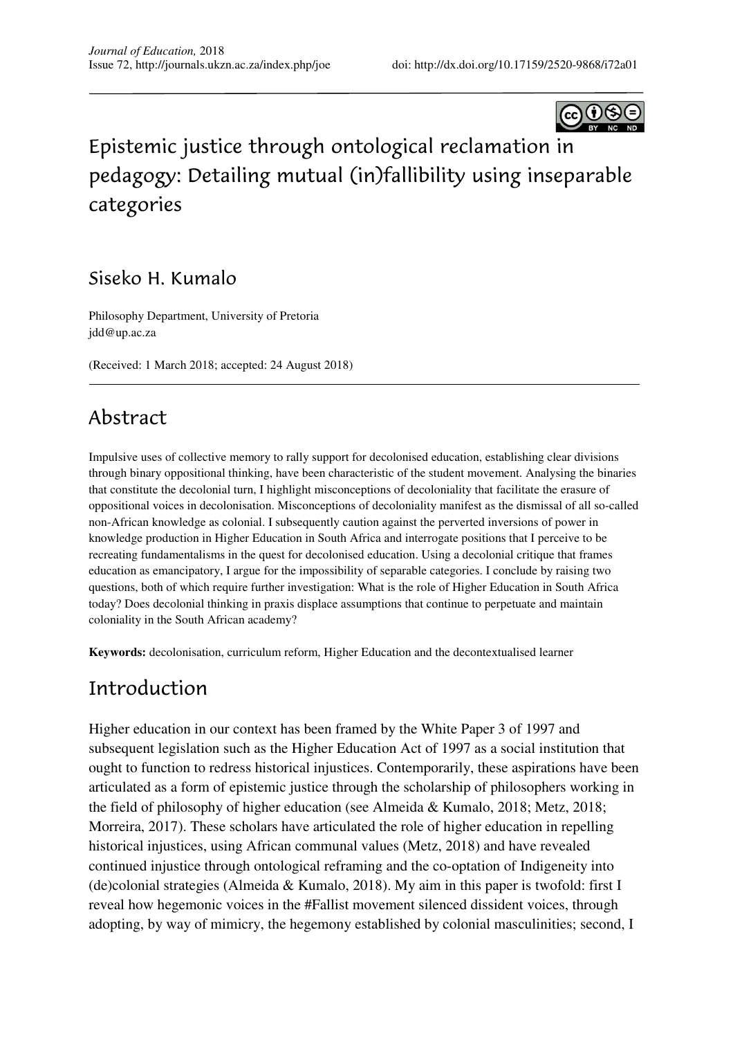# Epistemic justice through ontological reclamation in pedagogy: Detailing mutual (in)fallibility using inseparable categories

## Siseko H. Kumalo

Philosophy Department, University of Pretoria
jdd@up.ac.za

(Received: 1 March 2018; accepted: 24 August 2018)

## Abstract

Impulsive uses of collective memory to rally support for decolonised education, establishing clear divisions through binary oppositional thinking, have been characteristic of the student movement. Analysing the binaries that constitute the decolonial turn, I highlight misconceptions of decoloniality that facilitate the erasure of oppositional voices in decolonisation. Misconceptions of decoloniality manifest as the dismissal of all so-called non-African knowledge as colonial. I subsequently caution against the perverted inversions of power in knowledge production in Higher Education in South Africa and interrogate positions that I perceive to be recreating fundamentalisms in the quest for decolonised education. Using a decolonial critique that frames education as emancipatory, I argue for the impossibility of separable categories. I conclude by raising two questions, both of which require further investigation: What is the role of Higher Education in South Africa today? Does decolonial thinking in praxis displace assumptions that continue to perpetuate and maintain coloniality in the South African academy?

**Keywords:** decolonisation, curriculum reform, Higher Education and the decontextualised learner

## Introduction

Higher education in our context has been framed by the White Paper 3 of 1997 and subsequent legislation such as the Higher Education Act of 1997 as a social institution that ought to function to redress historical injustices. Contemporarily, these aspirations have been articulated as a form of epistemic justice through the scholarship of philosophers working in the field of philosophy of higher education (see Almeida & Kumalo, 2018; Metz, 2018; Morreira, 2017). These scholars have articulated the role of higher education in repelling historical injustices, using African communal values (Metz, 2018) and have revealed continued injustice through ontological reframing and the co-optation of Indigeneity into (de)colonial strategies (Almeida & Kumalo, 2018). My aim in this paper is twofold: first I reveal how hegemonic voices in the #Fallist movement silenced dissident voices, through adopting, by way of mimicry, the hegemony established by colonial masculinities; second, I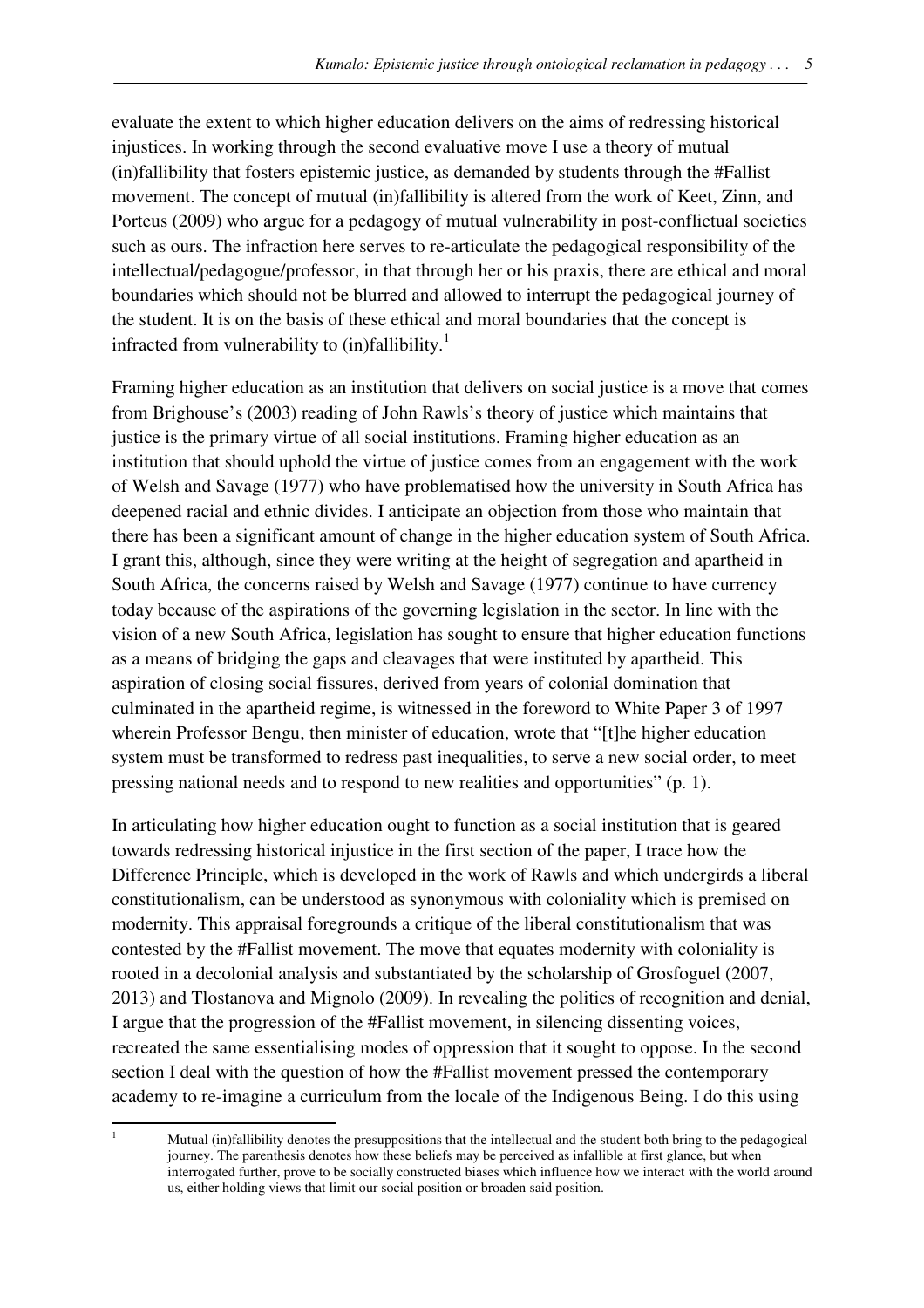evaluate the extent to which higher education delivers on the aims of redressing historical injustices. In working through the second evaluative move I use a theory of mutual (in)fallibility that fosters epistemic justice, as demanded by students through the #Fallist movement. The concept of mutual (in)fallibility is altered from the work of Keet, Zinn, and Porteus (2009) who argue for a pedagogy of mutual vulnerability in post-conflictual societies such as ours. The infraction here serves to re-articulate the pedagogical responsibility of the intellectual/pedagogue/professor, in that through her or his praxis, there are ethical and moral boundaries which should not be blurred and allowed to interrupt the pedagogical journey of the student. It is on the basis of these ethical and moral boundaries that the concept is infracted from vulnerability to (in)fallibility.[1]

Framing higher education as an institution that delivers on social justice is a move that comes from Brighouse's (2003) reading of John Rawls's theory of justice which maintains that justice is the primary virtue of all social institutions. Framing higher education as an institution that should uphold the virtue of justice comes from an engagement with the work of Welsh and Savage (1977) who have problematised how the university in South Africa has deepened racial and ethnic divides. I anticipate an objection from those who maintain that there has been a significant amount of change in the higher education system of South Africa. I grant this, although, since they were writing at the height of segregation and apartheid in South Africa, the concerns raised by Welsh and Savage (1977) continue to have currency today because of the aspirations of the governing legislation in the sector. In line with the vision of a new South Africa, legislation has sought to ensure that higher education functions as a means of bridging the gaps and cleavages that were instituted by apartheid. This aspiration of closing social fissures, derived from years of colonial domination that culminated in the apartheid regime, is witnessed in the foreword to White Paper 3 of 1997 wherein Professor Bengu, then minister of education, wrote that "[t]he higher education system must be transformed to redress past inequalities, to serve a new social order, to meet pressing national needs and to respond to new realities and opportunities" (p. 1).

In articulating how higher education ought to function as a social institution that is geared towards redressing historical injustice in the first section of the paper, I trace how the Difference Principle, which is developed in the work of Rawls and which undergirds a liberal constitutionalism, can be understood as synonymous with coloniality which is premised on modernity. This appraisal foregrounds a critique of the liberal constitutionalism that was contested by the #Fallist movement. The move that equates modernity with coloniality is rooted in a decolonial analysis and substantiated by the scholarship of Grosfoguel (2007, 2013) and Tlostanova and Mignolo (2009). In revealing the politics of recognition and denial, I argue that the progression of the #Fallist movement, in silencing dissenting voices, recreated the same essentialising modes of oppression that it sought to oppose. In the second section I deal with the question of how the #Fallist movement pressed the contemporary academy to re-imagine a curriculum from the locale of the Indigenous Being. I do this using

[1] Mutual (in)fallibility denotes the presuppositions that the intellectual and the student both bring to the pedagogical journey. The parenthesis denotes how these beliefs may be perceived as infallible at first glance, but when interrogated further, prove to be socially constructed biases which influence how we interact with the world around us, either holding views that limit our social position or broaden said position.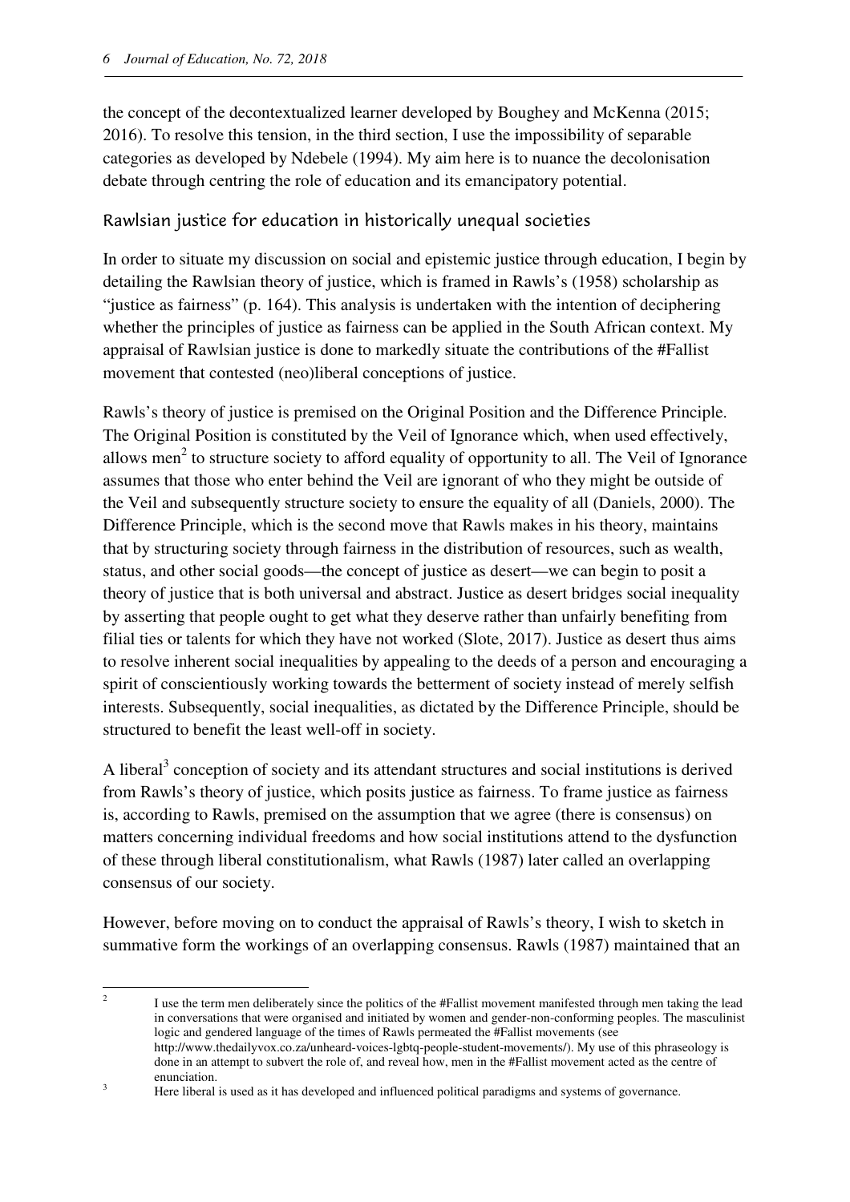the concept of the decontextualized learner developed by Boughey and McKenna (2015; 2016). To resolve this tension, in the third section, I use the impossibility of separable categories as developed by Ndebele (1994). My aim here is to nuance the decolonisation debate through centring the role of education and its emancipatory potential.

## Rawlsian justice for education in historically unequal societies

In order to situate my discussion on social and epistemic justice through education, I begin by detailing the Rawlsian theory of justice, which is framed in Rawls's (1958) scholarship as "justice as fairness" (p. 164). This analysis is undertaken with the intention of deciphering whether the principles of justice as fairness can be applied in the South African context. My appraisal of Rawlsian justice is done to markedly situate the contributions of the #Fallist movement that contested (neo)liberal conceptions of justice.

Rawls's theory of justice is premised on the Original Position and the Difference Principle. The Original Position is constituted by the Veil of Ignorance which, when used effectively, allows men[2] to structure society to afford equality of opportunity to all. The Veil of Ignorance assumes that those who enter behind the Veil are ignorant of who they might be outside of the Veil and subsequently structure society to ensure the equality of all (Daniels, 2000). The Difference Principle, which is the second move that Rawls makes in his theory, maintains that by structuring society through fairness in the distribution of resources, such as wealth, status, and other social goods—the concept of justice as desert—we can begin to posit a theory of justice that is both universal and abstract. Justice as desert bridges social inequality by asserting that people ought to get what they deserve rather than unfairly benefiting from filial ties or talents for which they have not worked (Slote, 2017). Justice as desert thus aims to resolve inherent social inequalities by appealing to the deeds of a person and encouraging a spirit of conscientiously working towards the betterment of society instead of merely selfish interests. Subsequently, social inequalities, as dictated by the Difference Principle, should be structured to benefit the least well-off in society.

A liberal[3] conception of society and its attendant structures and social institutions is derived from Rawls's theory of justice, which posits justice as fairness. To frame justice as fairness is, according to Rawls, premised on the assumption that we agree (there is consensus) on matters concerning individual freedoms and how social institutions attend to the dysfunction of these through liberal constitutionalism, what Rawls (1987) later called an overlapping consensus of our society.

However, before moving on to conduct the appraisal of Rawls's theory, I wish to sketch in summative form the workings of an overlapping consensus. Rawls (1987) maintained that an

---

[2] I use the term men deliberately since the politics of the #Fallist movement manifested through men taking the lead in conversations that were organised and initiated by women and gender-non-conforming peoples. The masculinist logic and gendered language of the times of Rawls permeated the #Fallist movements (see http://www.thedailyvox.co.za/unheard-voices-lgbtq-people-student-movements/). My use of this phraseology is done in an attempt to subvert the role of, and reveal how, men in the #Fallist movement acted as the centre of enunciation.

[3] Here liberal is used as it has developed and influenced political paradigms and systems of governance.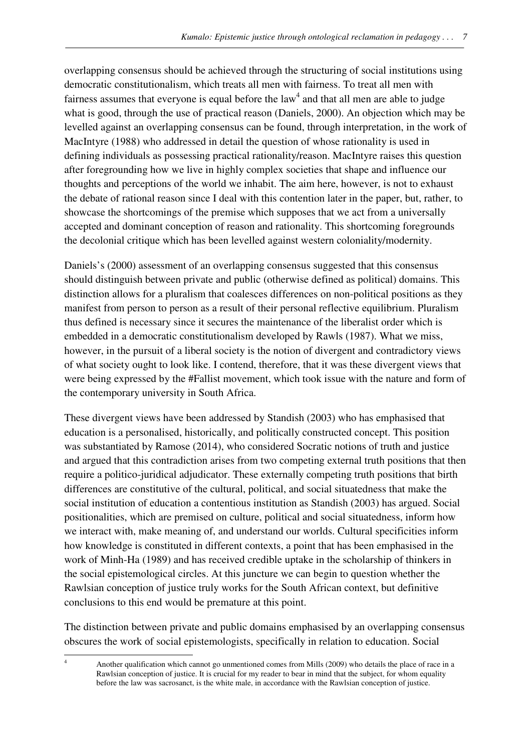overlapping consensus should be achieved through the structuring of social institutions using democratic constitutionalism, which treats all men with fairness. To treat all men with fairness assumes that everyone is equal before the law[4] and that all men are able to judge what is good, through the use of practical reason (Daniels, 2000). An objection which may be levelled against an overlapping consensus can be found, through interpretation, in the work of MacIntyre (1988) who addressed in detail the question of whose rationality is used in defining individuals as possessing practical rationality/reason. MacIntyre raises this question after foregrounding how we live in highly complex societies that shape and influence our thoughts and perceptions of the world we inhabit. The aim here, however, is not to exhaust the debate of rational reason since I deal with this contention later in the paper, but, rather, to showcase the shortcomings of the premise which supposes that we act from a universally accepted and dominant conception of reason and rationality. This shortcoming foregrounds the decolonial critique which has been levelled against western coloniality/modernity.

Daniels's (2000) assessment of an overlapping consensus suggested that this consensus should distinguish between private and public (otherwise defined as political) domains. This distinction allows for a pluralism that coalesces differences on non-political positions as they manifest from person to person as a result of their personal reflective equilibrium. Pluralism thus defined is necessary since it secures the maintenance of the liberalist order which is embedded in a democratic constitutionalism developed by Rawls (1987). What we miss, however, in the pursuit of a liberal society is the notion of divergent and contradictory views of what society ought to look like. I contend, therefore, that it was these divergent views that were being expressed by the #Fallist movement, which took issue with the nature and form of the contemporary university in South Africa.

These divergent views have been addressed by Standish (2003) who has emphasised that education is a personalised, historically, and politically constructed concept. This position was substantiated by Ramose (2014), who considered Socratic notions of truth and justice and argued that this contradiction arises from two competing external truth positions that then require a politico-juridical adjudicator. These externally competing truth positions that birth differences are constitutive of the cultural, political, and social situatedness that make the social institution of education a contentious institution as Standish (2003) has argued. Social positionalities, which are premised on culture, political and social situatedness, inform how we interact with, make meaning of, and understand our worlds. Cultural specificities inform how knowledge is constituted in different contexts, a point that has been emphasised in the work of Minh-Ha (1989) and has received credible uptake in the scholarship of thinkers in the social epistemological circles. At this juncture we can begin to question whether the Rawlsian conception of justice truly works for the South African context, but definitive conclusions to this end would be premature at this point.

The distinction between private and public domains emphasised by an overlapping consensus obscures the work of social epistemologists, specifically in relation to education. Social

---

[4] Another qualification which cannot go unmentioned comes from Mills (2009) who details the place of race in a Rawlsian conception of justice. It is crucial for my reader to bear in mind that the subject, for whom equality before the law was sacrosanct, is the white male, in accordance with the Rawlsian conception of justice.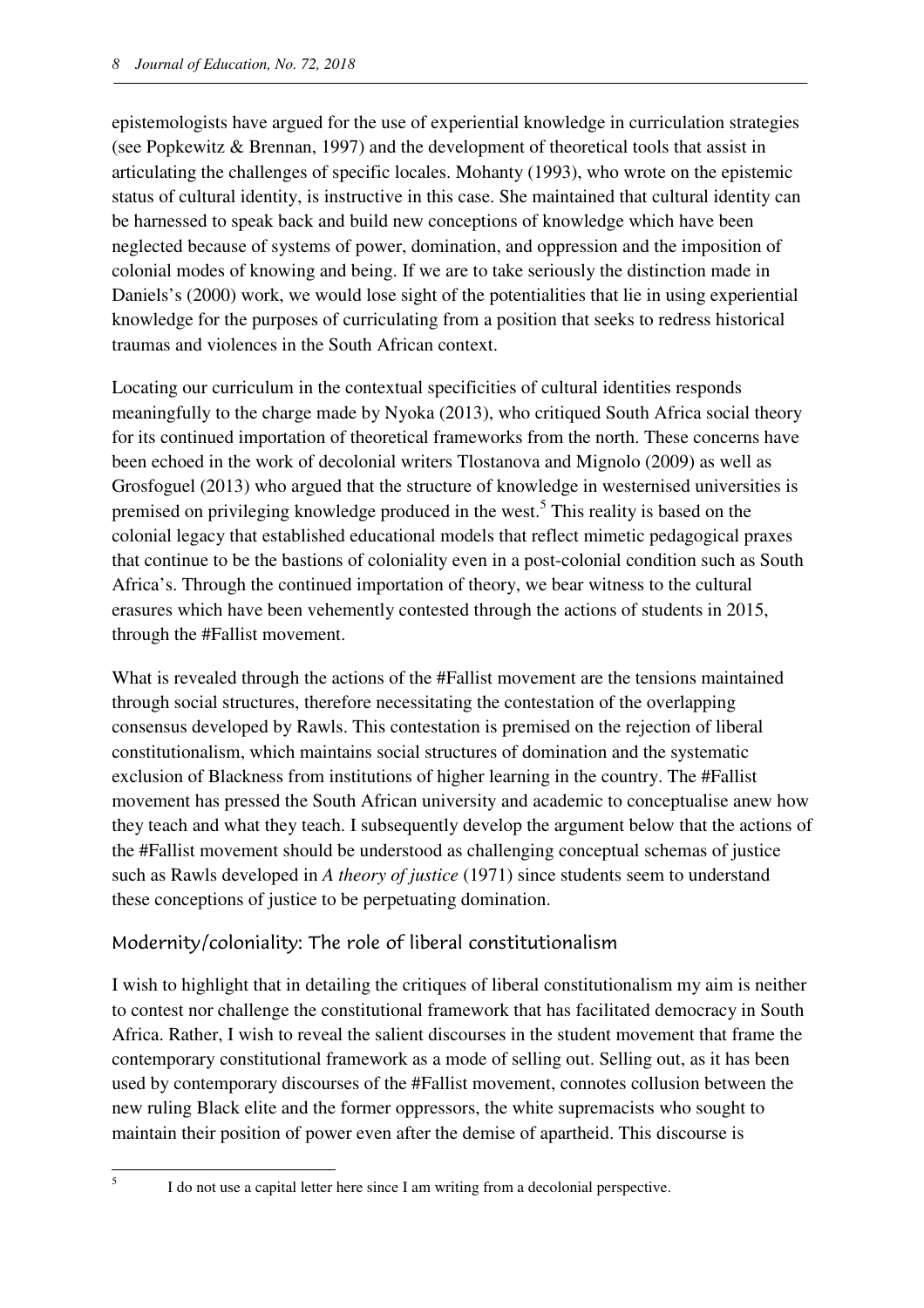epistemologists have argued for the use of experiential knowledge in curriculation strategies (see Popkewitz & Brennan, 1997) and the development of theoretical tools that assist in articulating the challenges of specific locales. Mohanty (1993), who wrote on the epistemic status of cultural identity, is instructive in this case. She maintained that cultural identity can be harnessed to speak back and build new conceptions of knowledge which have been neglected because of systems of power, domination, and oppression and the imposition of colonial modes of knowing and being. If we are to take seriously the distinction made in Daniels's (2000) work, we would lose sight of the potentialities that lie in using experiential knowledge for the purposes of curriculating from a position that seeks to redress historical traumas and violences in the South African context.

Locating our curriculum in the contextual specificities of cultural identities responds meaningfully to the charge made by Nyoka (2013), who critiqued South Africa social theory for its continued importation of theoretical frameworks from the north. These concerns have been echoed in the work of decolonial writers Tlostanova and Mignolo (2009) as well as Grosfoguel (2013) who argued that the structure of knowledge in westernised universities is premised on privileging knowledge produced in the west.[5] This reality is based on the colonial legacy that established educational models that reflect mimetic pedagogical praxes that continue to be the bastions of coloniality even in a post-colonial condition such as South Africa's. Through the continued importation of theory, we bear witness to the cultural erasures which have been vehemently contested through the actions of students in 2015, through the #Fallist movement.

What is revealed through the actions of the #Fallist movement are the tensions maintained through social structures, therefore necessitating the contestation of the overlapping consensus developed by Rawls. This contestation is premised on the rejection of liberal constitutionalism, which maintains social structures of domination and the systematic exclusion of Blackness from institutions of higher learning in the country. The #Fallist movement has pressed the South African university and academic to conceptualise anew how they teach and what they teach. I subsequently develop the argument below that the actions of the #Fallist movement should be understood as challenging conceptual schemas of justice such as Rawls developed in *A theory of justice* (1971) since students seem to understand these conceptions of justice to be perpetuating domination.

## Modernity/coloniality: The role of liberal constitutionalism

I wish to highlight that in detailing the critiques of liberal constitutionalism my aim is neither to contest nor challenge the constitutional framework that has facilitated democracy in South Africa. Rather, I wish to reveal the salient discourses in the student movement that frame the contemporary constitutional framework as a mode of selling out. Selling out, as it has been used by contemporary discourses of the #Fallist movement, connotes collusion between the new ruling Black elite and the former oppressors, the white supremacists who sought to maintain their position of power even after the demise of apartheid. This discourse is

[5] I do not use a capital letter here since I am writing from a decolonial perspective.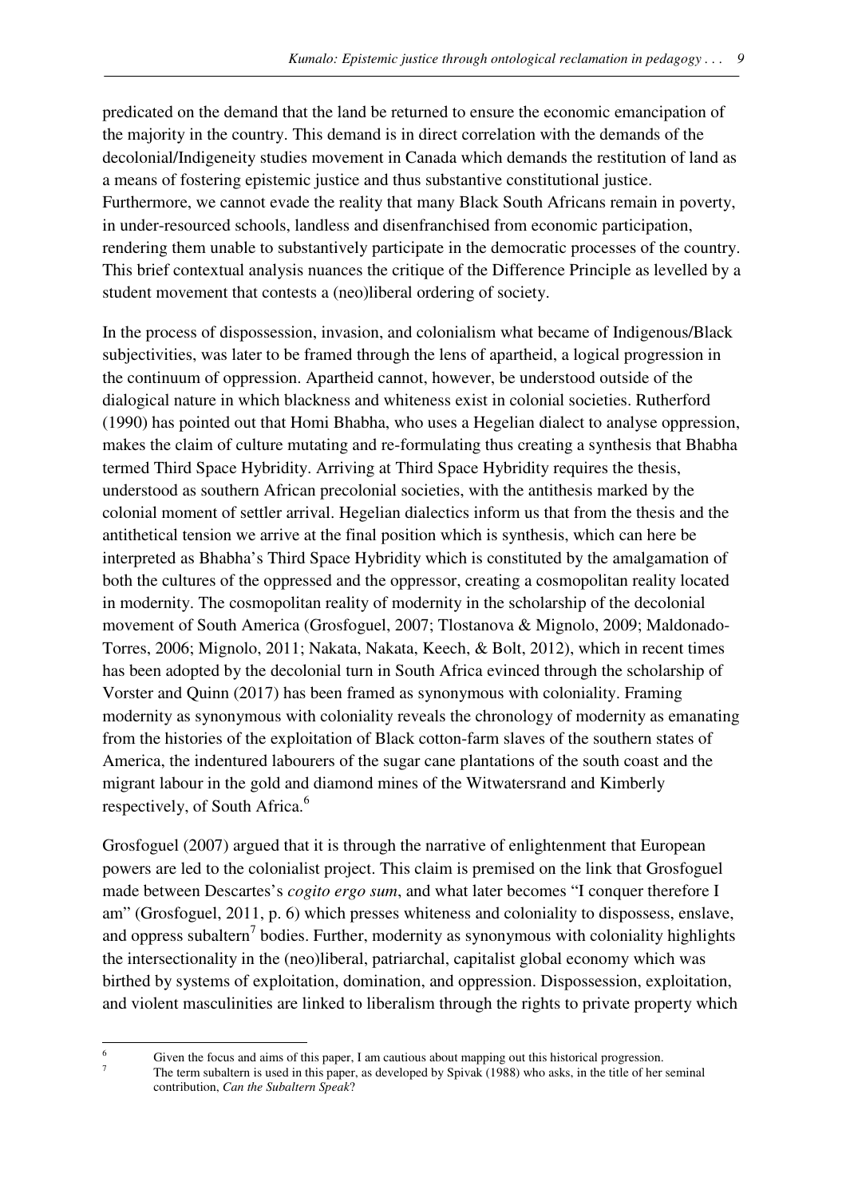predicated on the demand that the land be returned to ensure the economic emancipation of the majority in the country. This demand is in direct correlation with the demands of the decolonial/Indigeneity studies movement in Canada which demands the restitution of land as a means of fostering epistemic justice and thus substantive constitutional justice. Furthermore, we cannot evade the reality that many Black South Africans remain in poverty, in under-resourced schools, landless and disenfranchised from economic participation, rendering them unable to substantively participate in the democratic processes of the country. This brief contextual analysis nuances the critique of the Difference Principle as levelled by a student movement that contests a (neo)liberal ordering of society.

In the process of dispossession, invasion, and colonialism what became of Indigenous/Black subjectivities, was later to be framed through the lens of apartheid, a logical progression in the continuum of oppression. Apartheid cannot, however, be understood outside of the dialogical nature in which blackness and whiteness exist in colonial societies. Rutherford (1990) has pointed out that Homi Bhabha, who uses a Hegelian dialect to analyse oppression, makes the claim of culture mutating and re-formulating thus creating a synthesis that Bhabha termed Third Space Hybridity. Arriving at Third Space Hybridity requires the thesis, understood as southern African precolonial societies, with the antithesis marked by the colonial moment of settler arrival. Hegelian dialectics inform us that from the thesis and the antithetical tension we arrive at the final position which is synthesis, which can here be interpreted as Bhabha's Third Space Hybridity which is constituted by the amalgamation of both the cultures of the oppressed and the oppressor, creating a cosmopolitan reality located in modernity. The cosmopolitan reality of modernity in the scholarship of the decolonial movement of South America (Grosfoguel, 2007; Tlostanova & Mignolo, 2009; Maldonado-Torres, 2006; Mignolo, 2011; Nakata, Nakata, Keech, & Bolt, 2012), which in recent times has been adopted by the decolonial turn in South Africa evinced through the scholarship of Vorster and Quinn (2017) has been framed as synonymous with coloniality. Framing modernity as synonymous with coloniality reveals the chronology of modernity as emanating from the histories of the exploitation of Black cotton-farm slaves of the southern states of America, the indentured labourers of the sugar cane plantations of the south coast and the migrant labour in the gold and diamond mines of the Witwatersrand and Kimberly respectively, of South Africa.[6]

Grosfoguel (2007) argued that it is through the narrative of enlightenment that European powers are led to the colonialist project. This claim is premised on the link that Grosfoguel made between Descartes's *cogito ergo sum*, and what later becomes "I conquer therefore I am" (Grosfoguel, 2011, p. 6) which presses whiteness and coloniality to dispossess, enslave, and oppress subaltern[7] bodies. Further, modernity as synonymous with coloniality highlights the intersectionality in the (neo)liberal, patriarchal, capitalist global economy which was birthed by systems of exploitation, domination, and oppression. Dispossession, exploitation, and violent masculinities are linked to liberalism through the rights to private property which

[6] Given the focus and aims of this paper, I am cautious about mapping out this historical progression.

[7] The term subaltern is used in this paper, as developed by Spivak (1988) who asks, in the title of her seminal contribution, *Can the Subaltern Speak*?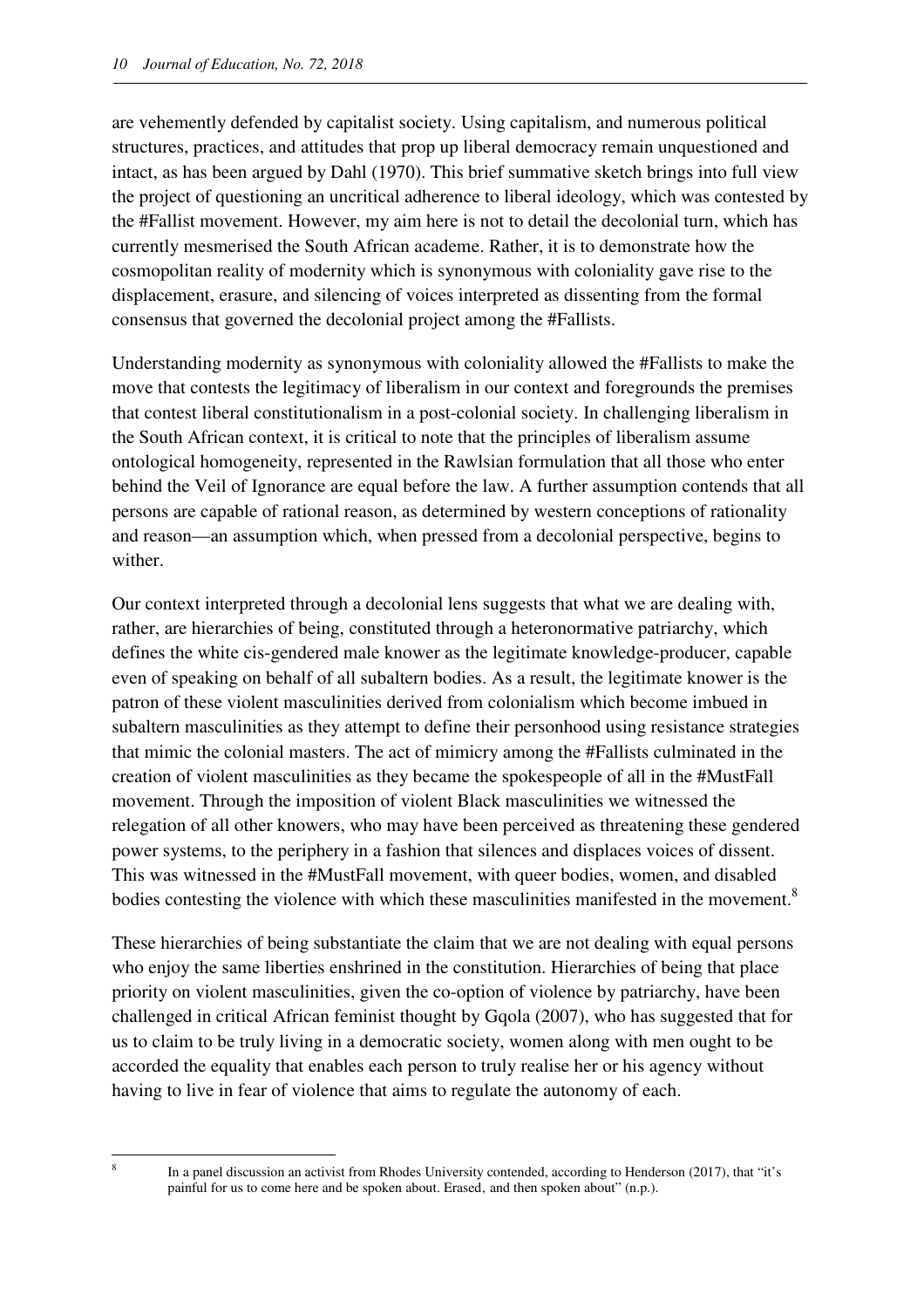are vehemently defended by capitalist society. Using capitalism, and numerous political structures, practices, and attitudes that prop up liberal democracy remain unquestioned and intact, as has been argued by Dahl (1970). This brief summative sketch brings into full view the project of questioning an uncritical adherence to liberal ideology, which was contested by the #Fallist movement. However, my aim here is not to detail the decolonial turn, which has currently mesmerised the South African academe. Rather, it is to demonstrate how the cosmopolitan reality of modernity which is synonymous with coloniality gave rise to the displacement, erasure, and silencing of voices interpreted as dissenting from the formal consensus that governed the decolonial project among the #Fallists.

Understanding modernity as synonymous with coloniality allowed the #Fallists to make the move that contests the legitimacy of liberalism in our context and foregrounds the premises that contest liberal constitutionalism in a post-colonial society. In challenging liberalism in the South African context, it is critical to note that the principles of liberalism assume ontological homogeneity, represented in the Rawlsian formulation that all those who enter behind the Veil of Ignorance are equal before the law. A further assumption contends that all persons are capable of rational reason, as determined by western conceptions of rationality and reason—an assumption which, when pressed from a decolonial perspective, begins to wither.

Our context interpreted through a decolonial lens suggests that what we are dealing with, rather, are hierarchies of being, constituted through a heteronormative patriarchy, which defines the white cis-gendered male knower as the legitimate knowledge-producer, capable even of speaking on behalf of all subaltern bodies. As a result, the legitimate knower is the patron of these violent masculinities derived from colonialism which become imbued in subaltern masculinities as they attempt to define their personhood using resistance strategies that mimic the colonial masters. The act of mimicry among the #Fallists culminated in the creation of violent masculinities as they became the spokespeople of all in the #MustFall movement. Through the imposition of violent Black masculinities we witnessed the relegation of all other knowers, who may have been perceived as threatening these gendered power systems, to the periphery in a fashion that silences and displaces voices of dissent. This was witnessed in the #MustFall movement, with queer bodies, women, and disabled bodies contesting the violence with which these masculinities manifested in the movement.[8]

These hierarchies of being substantiate the claim that we are not dealing with equal persons who enjoy the same liberties enshrined in the constitution. Hierarchies of being that place priority on violent masculinities, given the co-option of violence by patriarchy, have been challenged in critical African feminist thought by Gqola (2007), who has suggested that for us to claim to be truly living in a democratic society, women along with men ought to be accorded the equality that enables each person to truly realise her or his agency without having to live in fear of violence that aims to regulate the autonomy of each.

[8] In a panel discussion an activist from Rhodes University contended, according to Henderson (2017), that "it's painful for us to come here and be spoken about. Erased, and then spoken about" (n.p.).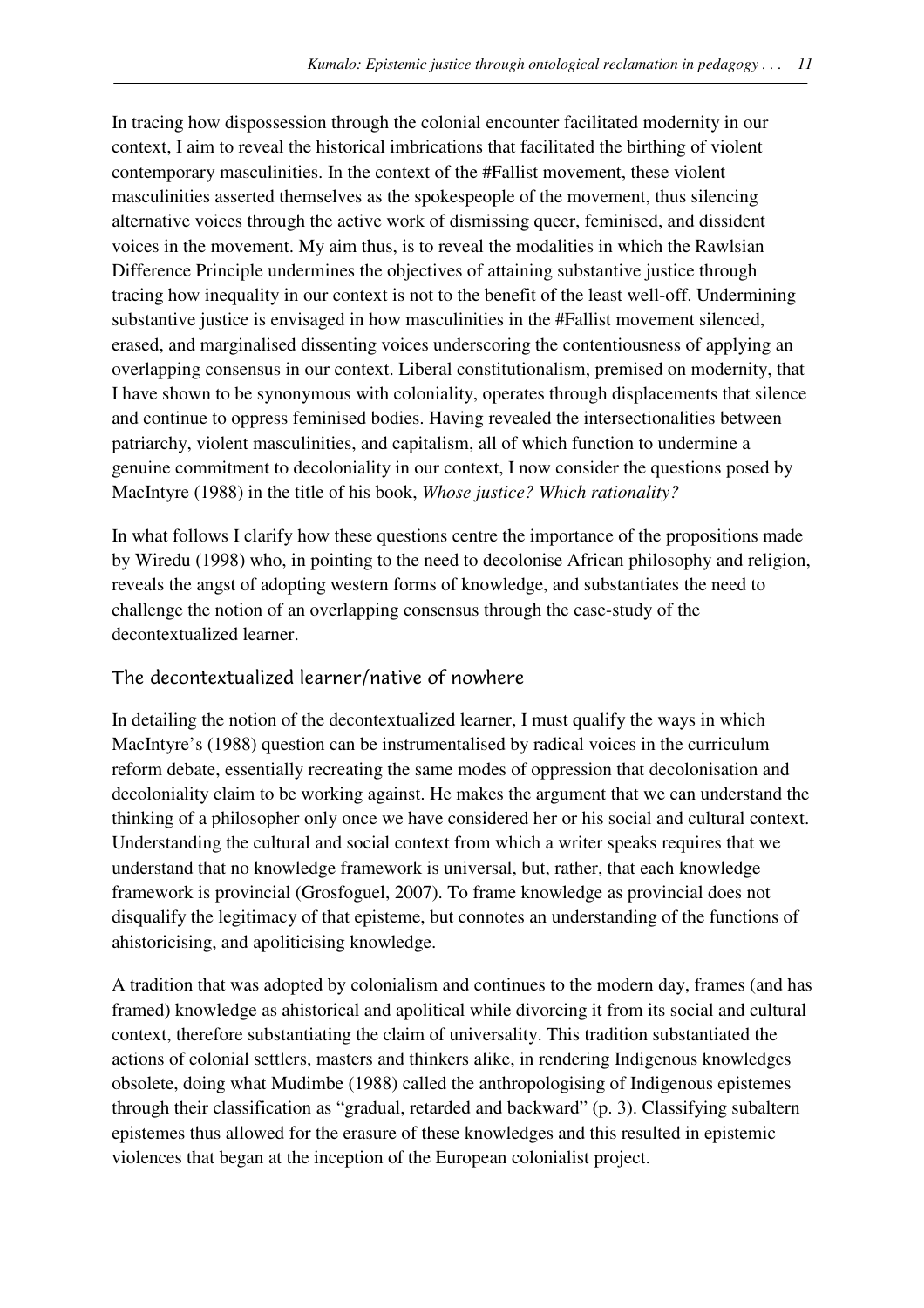In tracing how dispossession through the colonial encounter facilitated modernity in our context, I aim to reveal the historical imbrications that facilitated the birthing of violent contemporary masculinities. In the context of the #Fallist movement, these violent masculinities asserted themselves as the spokespeople of the movement, thus silencing alternative voices through the active work of dismissing queer, feminised, and dissident voices in the movement. My aim thus, is to reveal the modalities in which the Rawlsian Difference Principle undermines the objectives of attaining substantive justice through tracing how inequality in our context is not to the benefit of the least well-off. Undermining substantive justice is envisaged in how masculinities in the #Fallist movement silenced, erased, and marginalised dissenting voices underscoring the contentiousness of applying an overlapping consensus in our context. Liberal constitutionalism, premised on modernity, that I have shown to be synonymous with coloniality, operates through displacements that silence and continue to oppress feminised bodies. Having revealed the intersectionalities between patriarchy, violent masculinities, and capitalism, all of which function to undermine a genuine commitment to decoloniality in our context, I now consider the questions posed by MacIntyre (1988) in the title of his book, *Whose justice? Which rationality?*

In what follows I clarify how these questions centre the importance of the propositions made by Wiredu (1998) who, in pointing to the need to decolonise African philosophy and religion, reveals the angst of adopting western forms of knowledge, and substantiates the need to challenge the notion of an overlapping consensus through the case-study of the decontextualized learner.

## The decontextualized learner/native of nowhere

In detailing the notion of the decontextualized learner, I must qualify the ways in which MacIntyre's (1988) question can be instrumentalised by radical voices in the curriculum reform debate, essentially recreating the same modes of oppression that decolonisation and decoloniality claim to be working against. He makes the argument that we can understand the thinking of a philosopher only once we have considered her or his social and cultural context. Understanding the cultural and social context from which a writer speaks requires that we understand that no knowledge framework is universal, but, rather, that each knowledge framework is provincial (Grosfoguel, 2007). To frame knowledge as provincial does not disqualify the legitimacy of that episteme, but connotes an understanding of the functions of ahistoricising, and apoliticising knowledge.

A tradition that was adopted by colonialism and continues to the modern day, frames (and has framed) knowledge as ahistorical and apolitical while divorcing it from its social and cultural context, therefore substantiating the claim of universality. This tradition substantiated the actions of colonial settlers, masters and thinkers alike, in rendering Indigenous knowledges obsolete, doing what Mudimbe (1988) called the anthropologising of Indigenous epistemes through their classification as "gradual, retarded and backward" (p. 3). Classifying subaltern epistemes thus allowed for the erasure of these knowledges and this resulted in epistemic violences that began at the inception of the European colonialist project.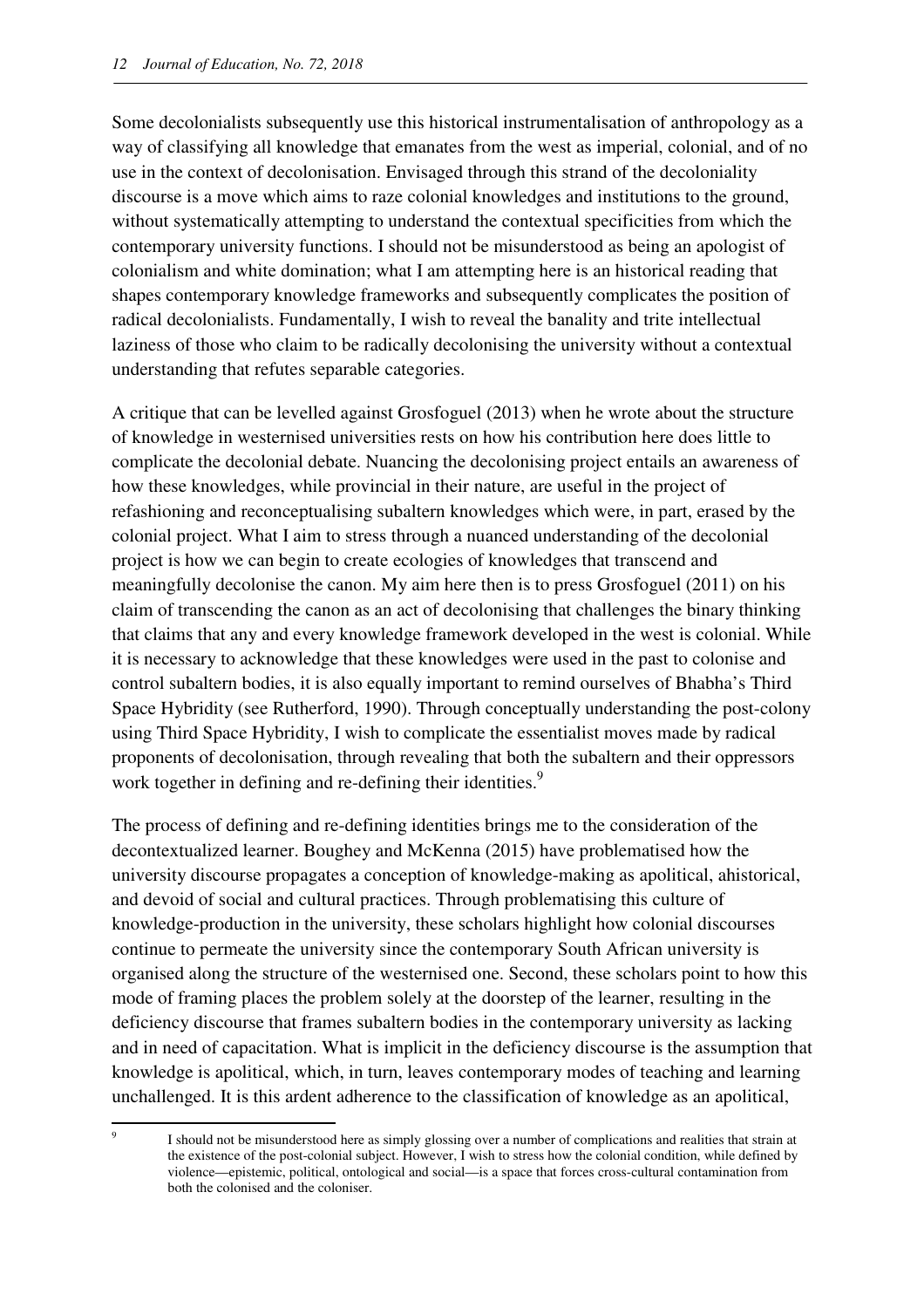Some decolonialists subsequently use this historical instrumentalisation of anthropology as a way of classifying all knowledge that emanates from the west as imperial, colonial, and of no use in the context of decolonisation. Envisaged through this strand of the decoloniality discourse is a move which aims to raze colonial knowledges and institutions to the ground, without systematically attempting to understand the contextual specificities from which the contemporary university functions. I should not be misunderstood as being an apologist of colonialism and white domination; what I am attempting here is an historical reading that shapes contemporary knowledge frameworks and subsequently complicates the position of radical decolonialists. Fundamentally, I wish to reveal the banality and trite intellectual laziness of those who claim to be radically decolonising the university without a contextual understanding that refutes separable categories.

A critique that can be levelled against Grosfoguel (2013) when he wrote about the structure of knowledge in westernised universities rests on how his contribution here does little to complicate the decolonial debate. Nuancing the decolonising project entails an awareness of how these knowledges, while provincial in their nature, are useful in the project of refashioning and reconceptualising subaltern knowledges which were, in part, erased by the colonial project. What I aim to stress through a nuanced understanding of the decolonial project is how we can begin to create ecologies of knowledges that transcend and meaningfully decolonise the canon. My aim here then is to press Grosfoguel (2011) on his claim of transcending the canon as an act of decolonising that challenges the binary thinking that claims that any and every knowledge framework developed in the west is colonial. While it is necessary to acknowledge that these knowledges were used in the past to colonise and control subaltern bodies, it is also equally important to remind ourselves of Bhabha's Third Space Hybridity (see Rutherford, 1990). Through conceptually understanding the post-colony using Third Space Hybridity, I wish to complicate the essentialist moves made by radical proponents of decolonisation, through revealing that both the subaltern and their oppressors work together in defining and re-defining their identities.[9]

The process of defining and re-defining identities brings me to the consideration of the decontextualized learner. Boughey and McKenna (2015) have problematised how the university discourse propagates a conception of knowledge-making as apolitical, ahistorical, and devoid of social and cultural practices. Through problematising this culture of knowledge-production in the university, these scholars highlight how colonial discourses continue to permeate the university since the contemporary South African university is organised along the structure of the westernised one. Second, these scholars point to how this mode of framing places the problem solely at the doorstep of the learner, resulting in the deficiency discourse that frames subaltern bodies in the contemporary university as lacking and in need of capacitation. What is implicit in the deficiency discourse is the assumption that knowledge is apolitical, which, in turn, leaves contemporary modes of teaching and learning unchallenged. It is this ardent adherence to the classification of knowledge as an apolitical,

---

[9] I should not be misunderstood here as simply glossing over a number of complications and realities that strain at the existence of the post-colonial subject. However, I wish to stress how the colonial condition, while defined by violence—epistemic, political, ontological and social—is a space that forces cross-cultural contamination from both the colonised and the coloniser.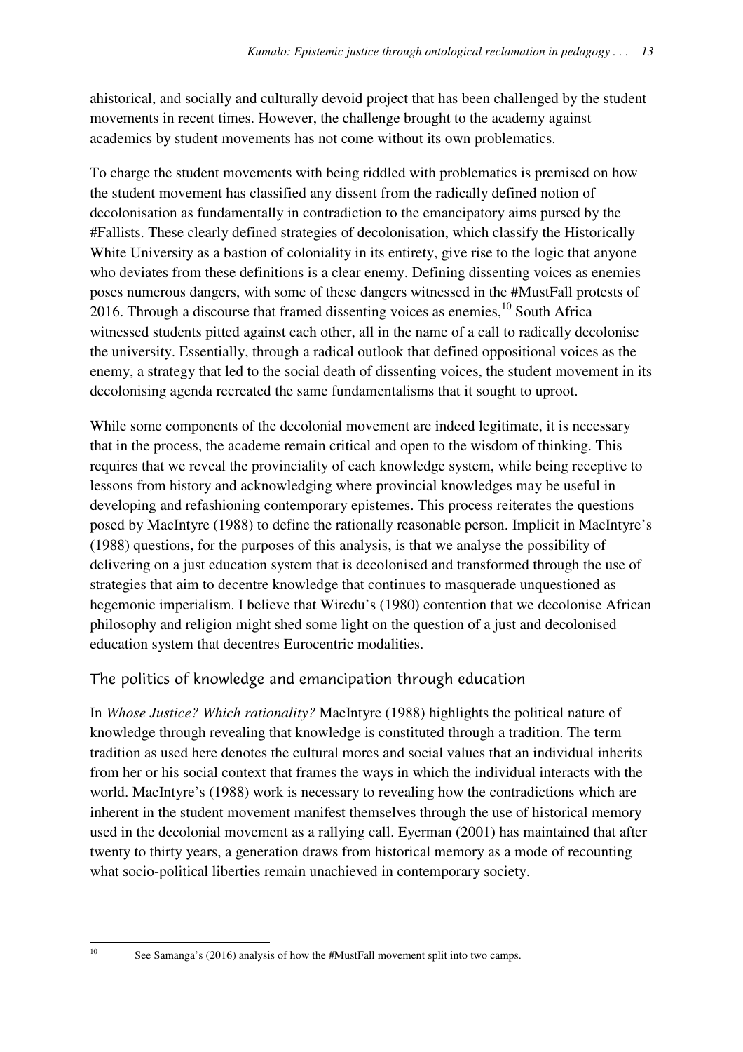ahistorical, and socially and culturally devoid project that has been challenged by the student movements in recent times. However, the challenge brought to the academy against academics by student movements has not come without its own problematics.

To charge the student movements with being riddled with problematics is premised on how the student movement has classified any dissent from the radically defined notion of decolonisation as fundamentally in contradiction to the emancipatory aims pursed by the #Fallists. These clearly defined strategies of decolonisation, which classify the Historically White University as a bastion of coloniality in its entirety, give rise to the logic that anyone who deviates from these definitions is a clear enemy. Defining dissenting voices as enemies poses numerous dangers, with some of these dangers witnessed in the #MustFall protests of 2016. Through a discourse that framed dissenting voices as enemies,[10] South Africa witnessed students pitted against each other, all in the name of a call to radically decolonise the university. Essentially, through a radical outlook that defined oppositional voices as the enemy, a strategy that led to the social death of dissenting voices, the student movement in its decolonising agenda recreated the same fundamentalisms that it sought to uproot.

While some components of the decolonial movement are indeed legitimate, it is necessary that in the process, the academe remain critical and open to the wisdom of thinking. This requires that we reveal the provinciality of each knowledge system, while being receptive to lessons from history and acknowledging where provincial knowledges may be useful in developing and refashioning contemporary epistemes. This process reiterates the questions posed by MacIntyre (1988) to define the rationally reasonable person. Implicit in MacIntyre's (1988) questions, for the purposes of this analysis, is that we analyse the possibility of delivering on a just education system that is decolonised and transformed through the use of strategies that aim to decentre knowledge that continues to masquerade unquestioned as hegemonic imperialism. I believe that Wiredu's (1980) contention that we decolonise African philosophy and religion might shed some light on the question of a just and decolonised education system that decentres Eurocentric modalities.

## The politics of knowledge and emancipation through education

In *Whose Justice? Which rationality?* MacIntyre (1988) highlights the political nature of knowledge through revealing that knowledge is constituted through a tradition. The term tradition as used here denotes the cultural mores and social values that an individual inherits from her or his social context that frames the ways in which the individual interacts with the world. MacIntyre's (1988) work is necessary to revealing how the contradictions which are inherent in the student movement manifest themselves through the use of historical memory used in the decolonial movement as a rallying call. Eyerman (2001) has maintained that after twenty to thirty years, a generation draws from historical memory as a mode of recounting what socio-political liberties remain unachieved in contemporary society.

[10] See Samanga's (2016) analysis of how the #MustFall movement split into two camps.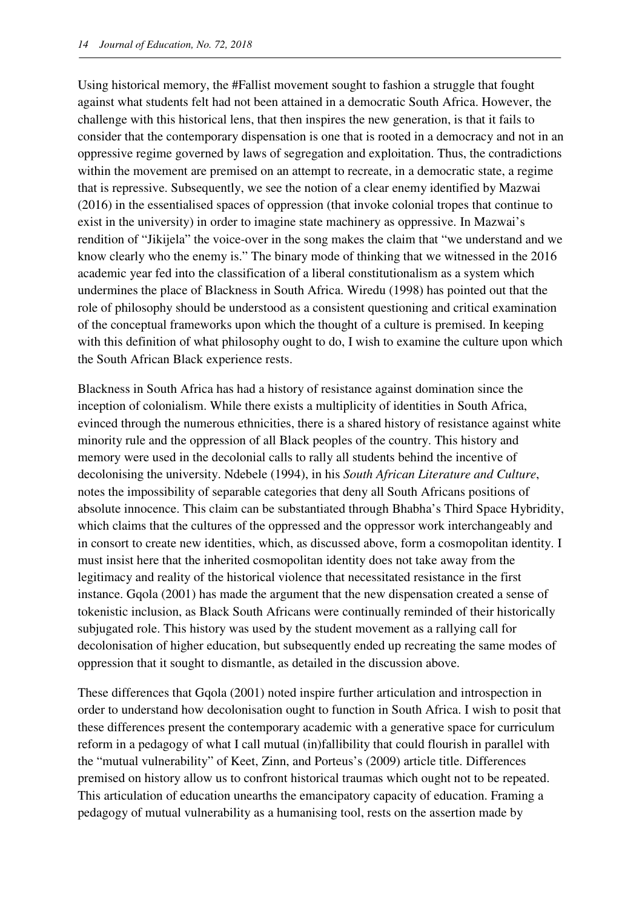Using historical memory, the #Fallist movement sought to fashion a struggle that fought against what students felt had not been attained in a democratic South Africa. However, the challenge with this historical lens, that then inspires the new generation, is that it fails to consider that the contemporary dispensation is one that is rooted in a democracy and not in an oppressive regime governed by laws of segregation and exploitation. Thus, the contradictions within the movement are premised on an attempt to recreate, in a democratic state, a regime that is repressive. Subsequently, we see the notion of a clear enemy identified by Mazwai (2016) in the essentialised spaces of oppression (that invoke colonial tropes that continue to exist in the university) in order to imagine state machinery as oppressive. In Mazwai's rendition of "Jikijela" the voice-over in the song makes the claim that "we understand and we know clearly who the enemy is." The binary mode of thinking that we witnessed in the 2016 academic year fed into the classification of a liberal constitutionalism as a system which undermines the place of Blackness in South Africa. Wiredu (1998) has pointed out that the role of philosophy should be understood as a consistent questioning and critical examination of the conceptual frameworks upon which the thought of a culture is premised. In keeping with this definition of what philosophy ought to do, I wish to examine the culture upon which the South African Black experience rests.

Blackness in South Africa has had a history of resistance against domination since the inception of colonialism. While there exists a multiplicity of identities in South Africa, evinced through the numerous ethnicities, there is a shared history of resistance against white minority rule and the oppression of all Black peoples of the country. This history and memory were used in the decolonial calls to rally all students behind the incentive of decolonising the university. Ndebele (1994), in his *South African Literature and Culture*, notes the impossibility of separable categories that deny all South Africans positions of absolute innocence. This claim can be substantiated through Bhabha's Third Space Hybridity, which claims that the cultures of the oppressed and the oppressor work interchangeably and in consort to create new identities, which, as discussed above, form a cosmopolitan identity. I must insist here that the inherited cosmopolitan identity does not take away from the legitimacy and reality of the historical violence that necessitated resistance in the first instance. Gqola (2001) has made the argument that the new dispensation created a sense of tokenistic inclusion, as Black South Africans were continually reminded of their historically subjugated role. This history was used by the student movement as a rallying call for decolonisation of higher education, but subsequently ended up recreating the same modes of oppression that it sought to dismantle, as detailed in the discussion above.

These differences that Gqola (2001) noted inspire further articulation and introspection in order to understand how decolonisation ought to function in South Africa. I wish to posit that these differences present the contemporary academic with a generative space for curriculum reform in a pedagogy of what I call mutual (in)fallibility that could flourish in parallel with the "mutual vulnerability" of Keet, Zinn, and Porteus's (2009) article title. Differences premised on history allow us to confront historical traumas which ought not to be repeated. This articulation of education unearths the emancipatory capacity of education. Framing a pedagogy of mutual vulnerability as a humanising tool, rests on the assertion made by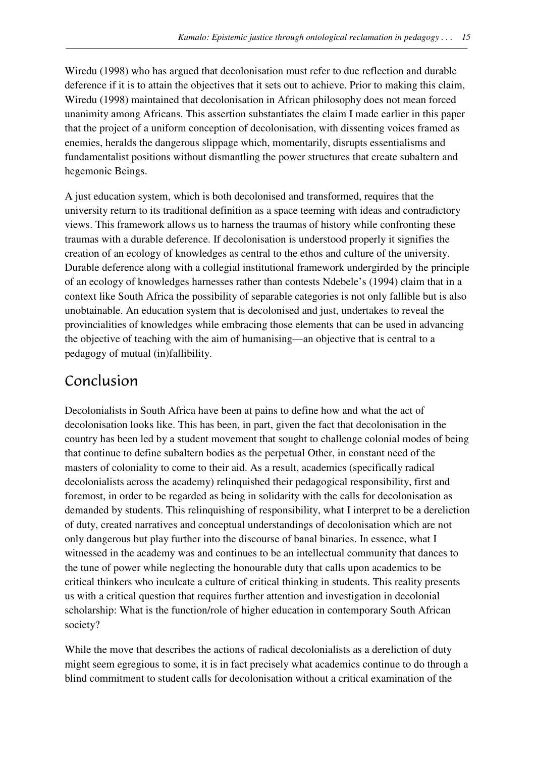Wiredu (1998) who has argued that decolonisation must refer to due reflection and durable deference if it is to attain the objectives that it sets out to achieve. Prior to making this claim, Wiredu (1998) maintained that decolonisation in African philosophy does not mean forced unanimity among Africans. This assertion substantiates the claim I made earlier in this paper that the project of a uniform conception of decolonisation, with dissenting voices framed as enemies, heralds the dangerous slippage which, momentarily, disrupts essentialisms and fundamentalist positions without dismantling the power structures that create subaltern and hegemonic Beings.

A just education system, which is both decolonised and transformed, requires that the university return to its traditional definition as a space teeming with ideas and contradictory views. This framework allows us to harness the traumas of history while confronting these traumas with a durable deference. If decolonisation is understood properly it signifies the creation of an ecology of knowledges as central to the ethos and culture of the university. Durable deference along with a collegial institutional framework undergirded by the principle of an ecology of knowledges harnesses rather than contests Ndebele's (1994) claim that in a context like South Africa the possibility of separable categories is not only fallible but is also unobtainable. An education system that is decolonised and just, undertakes to reveal the provincialities of knowledges while embracing those elements that can be used in advancing the objective of teaching with the aim of humanising—an objective that is central to a pedagogy of mutual (in)fallibility.

## Conclusion

Decolonialists in South Africa have been at pains to define how and what the act of decolonisation looks like. This has been, in part, given the fact that decolonisation in the country has been led by a student movement that sought to challenge colonial modes of being that continue to define subaltern bodies as the perpetual Other, in constant need of the masters of coloniality to come to their aid. As a result, academics (specifically radical decolonialists across the academy) relinquished their pedagogical responsibility, first and foremost, in order to be regarded as being in solidarity with the calls for decolonisation as demanded by students. This relinquishing of responsibility, what I interpret to be a dereliction of duty, created narratives and conceptual understandings of decolonisation which are not only dangerous but play further into the discourse of banal binaries. In essence, what I witnessed in the academy was and continues to be an intellectual community that dances to the tune of power while neglecting the honourable duty that calls upon academics to be critical thinkers who inculcate a culture of critical thinking in students. This reality presents us with a critical question that requires further attention and investigation in decolonial scholarship: What is the function/role of higher education in contemporary South African society?

While the move that describes the actions of radical decolonialists as a dereliction of duty might seem egregious to some, it is in fact precisely what academics continue to do through a blind commitment to student calls for decolonisation without a critical examination of the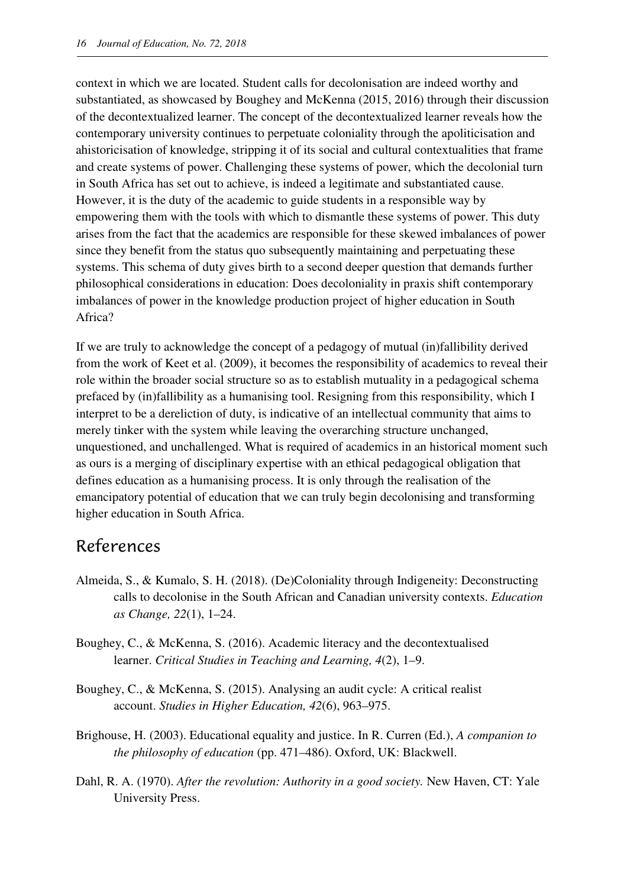context in which we are located. Student calls for decolonisation are indeed worthy and substantiated, as showcased by Boughey and McKenna (2015, 2016) through their discussion of the decontextualized learner. The concept of the decontextualized learner reveals how the contemporary university continues to perpetuate coloniality through the apoliticisation and ahistoricisation of knowledge, stripping it of its social and cultural contextualities that frame and create systems of power. Challenging these systems of power, which the decolonial turn in South Africa has set out to achieve, is indeed a legitimate and substantiated cause. However, it is the duty of the academic to guide students in a responsible way by empowering them with the tools with which to dismantle these systems of power. This duty arises from the fact that the academics are responsible for these skewed imbalances of power since they benefit from the status quo subsequently maintaining and perpetuating these systems. This schema of duty gives birth to a second deeper question that demands further philosophical considerations in education: Does decoloniality in praxis shift contemporary imbalances of power in the knowledge production project of higher education in South Africa?

If we are truly to acknowledge the concept of a pedagogy of mutual (in)fallibility derived from the work of Keet et al. (2009), it becomes the responsibility of academics to reveal their role within the broader social structure so as to establish mutuality in a pedagogical schema prefaced by (in)fallibility as a humanising tool. Resigning from this responsibility, which I interpret to be a dereliction of duty, is indicative of an intellectual community that aims to merely tinker with the system while leaving the overarching structure unchanged, unquestioned, and unchallenged. What is required of academics in an historical moment such as ours is a merging of disciplinary expertise with an ethical pedagogical obligation that defines education as a humanising process. It is only through the realisation of the emancipatory potential of education that we can truly begin decolonising and transforming higher education in South Africa.

## References

Almeida, S., & Kumalo, S. H. (2018). (De)Coloniality through Indigeneity: Deconstructing calls to decolonise in the South African and Canadian university contexts. *Education as Change, 22*(1), 1–24.

Boughey, C., & McKenna, S. (2016). Academic literacy and the decontextualised learner. *Critical Studies in Teaching and Learning, 4*(2), 1–9.

Boughey, C., & McKenna, S. (2015). Analysing an audit cycle: A critical realist account. *Studies in Higher Education, 42*(6), 963–975.

Brighouse, H. (2003). Educational equality and justice. In R. Curren (Ed.), *A companion to the philosophy of education* (pp. 471–486). Oxford, UK: Blackwell.

Dahl, R. A. (1970). *After the revolution: Authority in a good society.* New Haven, CT: Yale University Press.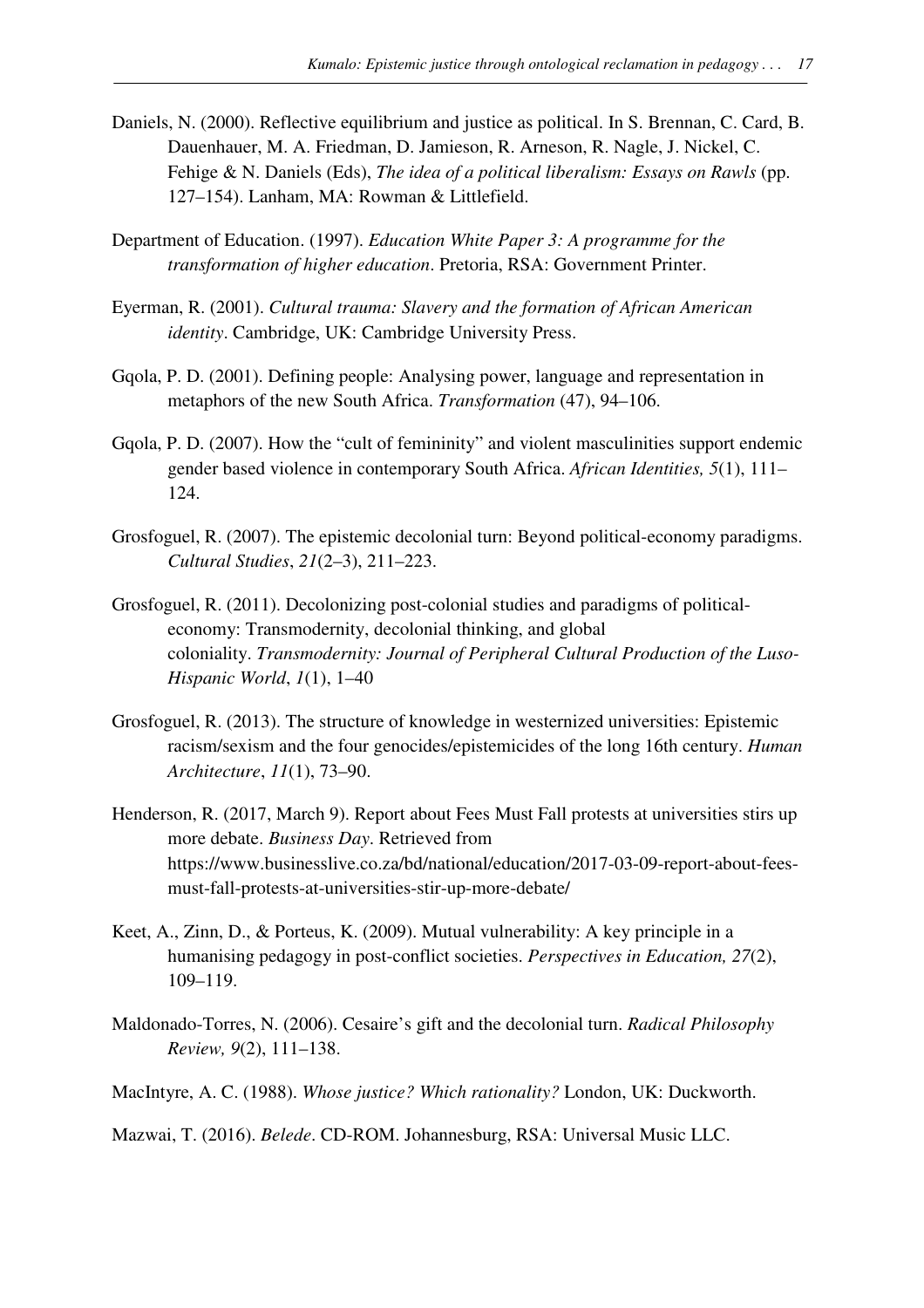Daniels, N. (2000). Reflective equilibrium and justice as political. In S. Brennan, C. Card, B. Dauenhauer, M. A. Friedman, D. Jamieson, R. Arneson, R. Nagle, J. Nickel, C. Fehige & N. Daniels (Eds), *The idea of a political liberalism: Essays on Rawls* (pp. 127–154). Lanham, MA: Rowman & Littlefield.

Department of Education. (1997). *Education White Paper 3: A programme for the transformation of higher education*. Pretoria, RSA: Government Printer.

Eyerman, R. (2001). *Cultural trauma: Slavery and the formation of African American identity*. Cambridge, UK: Cambridge University Press.

Gqola, P. D. (2001). Defining people: Analysing power, language and representation in metaphors of the new South Africa. *Transformation* (47), 94–106.

Gqola, P. D. (2007). How the "cult of femininity" and violent masculinities support endemic gender based violence in contemporary South Africa. *African Identities, 5*(1), 111–124.

Grosfoguel, R. (2007). The epistemic decolonial turn: Beyond political-economy paradigms. *Cultural Studies*, *21*(2–3), 211–223.

Grosfoguel, R. (2011). Decolonizing post-colonial studies and paradigms of political-economy: Transmodernity, decolonial thinking, and global coloniality. *Transmodernity: Journal of Peripheral Cultural Production of the Luso-Hispanic World*, *1*(1), 1–40

Grosfoguel, R. (2013). The structure of knowledge in westernized universities: Epistemic racism/sexism and the four genocides/epistemicides of the long 16th century. *Human Architecture*, *11*(1), 73–90.

Henderson, R. (2017, March 9). Report about Fees Must Fall protests at universities stirs up more debate. *Business Day*. Retrieved from https://www.businesslive.co.za/bd/national/education/2017-03-09-report-about-fees-must-fall-protests-at-universities-stir-up-more-debate/

Keet, A., Zinn, D., & Porteus, K. (2009). Mutual vulnerability: A key principle in a humanising pedagogy in post-conflict societies. *Perspectives in Education, 27*(2), 109–119.

Maldonado-Torres, N. (2006). Cesaire's gift and the decolonial turn. *Radical Philosophy Review, 9*(2), 111–138.

MacIntyre, A. C. (1988). *Whose justice? Which rationality?* London, UK: Duckworth.

Mazwai, T. (2016). *Belede*. CD-ROM. Johannesburg, RSA: Universal Music LLC.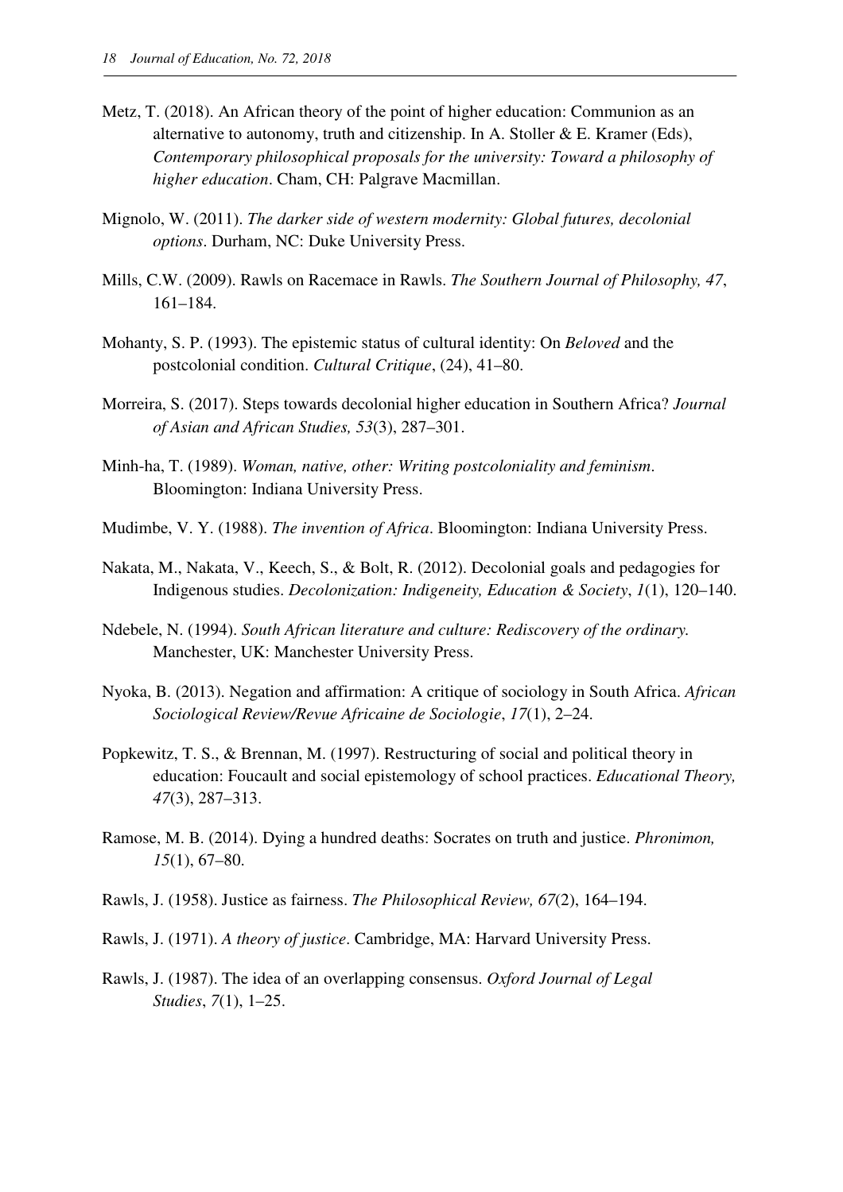Metz, T. (2018). An African theory of the point of higher education: Communion as an alternative to autonomy, truth and citizenship. In A. Stoller & E. Kramer (Eds), *Contemporary philosophical proposals for the university: Toward a philosophy of higher education*. Cham, CH: Palgrave Macmillan.

Mignolo, W. (2011). *The darker side of western modernity: Global futures, decolonial options*. Durham, NC: Duke University Press.

Mills, C.W. (2009). Rawls on Racemace in Rawls. *The Southern Journal of Philosophy, 47*, 161–184.

Mohanty, S. P. (1993). The epistemic status of cultural identity: On *Beloved* and the postcolonial condition. *Cultural Critique*, (24), 41–80.

Morreira, S. (2017). Steps towards decolonial higher education in Southern Africa? *Journal of Asian and African Studies, 53*(3), 287–301.

Minh-ha, T. (1989). *Woman, native, other: Writing postcoloniality and feminism*. Bloomington: Indiana University Press.

Mudimbe, V. Y. (1988). *The invention of Africa*. Bloomington: Indiana University Press.

Nakata, M., Nakata, V., Keech, S., & Bolt, R. (2012). Decolonial goals and pedagogies for Indigenous studies. *Decolonization: Indigeneity, Education & Society*, *1*(1), 120–140.

Ndebele, N. (1994). *South African literature and culture: Rediscovery of the ordinary.* Manchester, UK: Manchester University Press.

Nyoka, B. (2013). Negation and affirmation: A critique of sociology in South Africa. *African Sociological Review/Revue Africaine de Sociologie*, *17*(1), 2–24.

Popkewitz, T. S., & Brennan, M. (1997). Restructuring of social and political theory in education: Foucault and social epistemology of school practices. *Educational Theory, 47*(3), 287–313.

Ramose, M. B. (2014). Dying a hundred deaths: Socrates on truth and justice. *Phronimon, 15*(1), 67–80.

Rawls, J. (1958). Justice as fairness. *The Philosophical Review, 67*(2), 164–194.

Rawls, J. (1971). *A theory of justice*. Cambridge, MA: Harvard University Press.

Rawls, J. (1987). The idea of an overlapping consensus. *Oxford Journal of Legal Studies*, *7*(1), 1–25.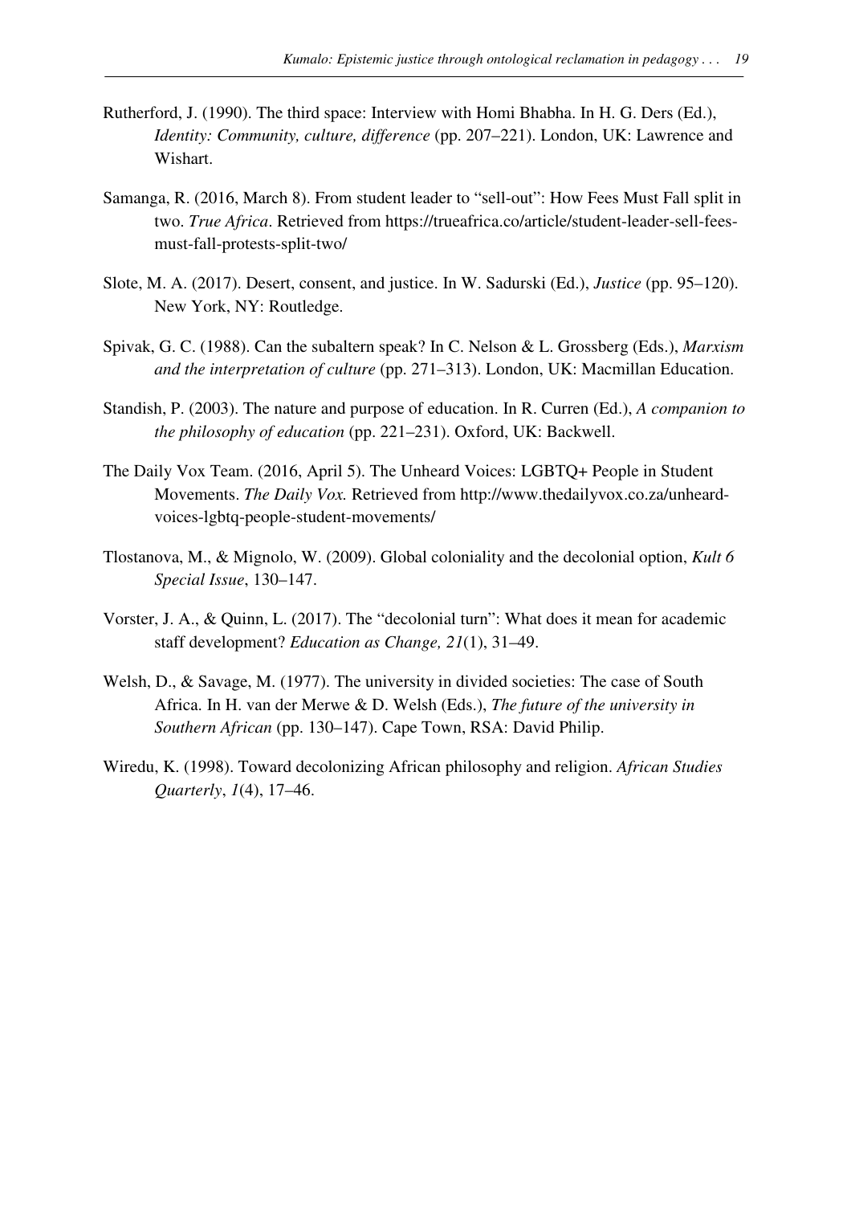Rutherford, J. (1990). The third space: Interview with Homi Bhabha. In H. G. Ders (Ed.), *Identity: Community, culture, difference* (pp. 207–221). London, UK: Lawrence and Wishart.

Samanga, R. (2016, March 8). From student leader to "sell-out": How Fees Must Fall split in two. *True Africa*. Retrieved from https://trueafrica.co/article/student-leader-sell-fees-must-fall-protests-split-two/

Slote, M. A. (2017). Desert, consent, and justice. In W. Sadurski (Ed.), *Justice* (pp. 95–120). New York, NY: Routledge.

Spivak, G. C. (1988). Can the subaltern speak? In C. Nelson & L. Grossberg (Eds.), *Marxism and the interpretation of culture* (pp. 271–313). London, UK: Macmillan Education.

Standish, P. (2003). The nature and purpose of education. In R. Curren (Ed.), *A companion to the philosophy of education* (pp. 221–231). Oxford, UK: Backwell.

The Daily Vox Team. (2016, April 5). The Unheard Voices: LGBTQ+ People in Student Movements. *The Daily Vox.* Retrieved from http://www.thedailyvox.co.za/unheard-voices-lgbtq-people-student-movements/

Tlostanova, M., & Mignolo, W. (2009). Global coloniality and the decolonial option, *Kult 6 Special Issue*, 130–147.

Vorster, J. A., & Quinn, L. (2017). The "decolonial turn": What does it mean for academic staff development? *Education as Change, 21*(1), 31–49.

Welsh, D., & Savage, M. (1977). The university in divided societies: The case of South Africa. In H. van der Merwe & D. Welsh (Eds.), *The future of the university in Southern African* (pp. 130–147). Cape Town, RSA: David Philip.

Wiredu, K. (1998). Toward decolonizing African philosophy and religion. *African Studies Quarterly*, *1*(4), 17–46.